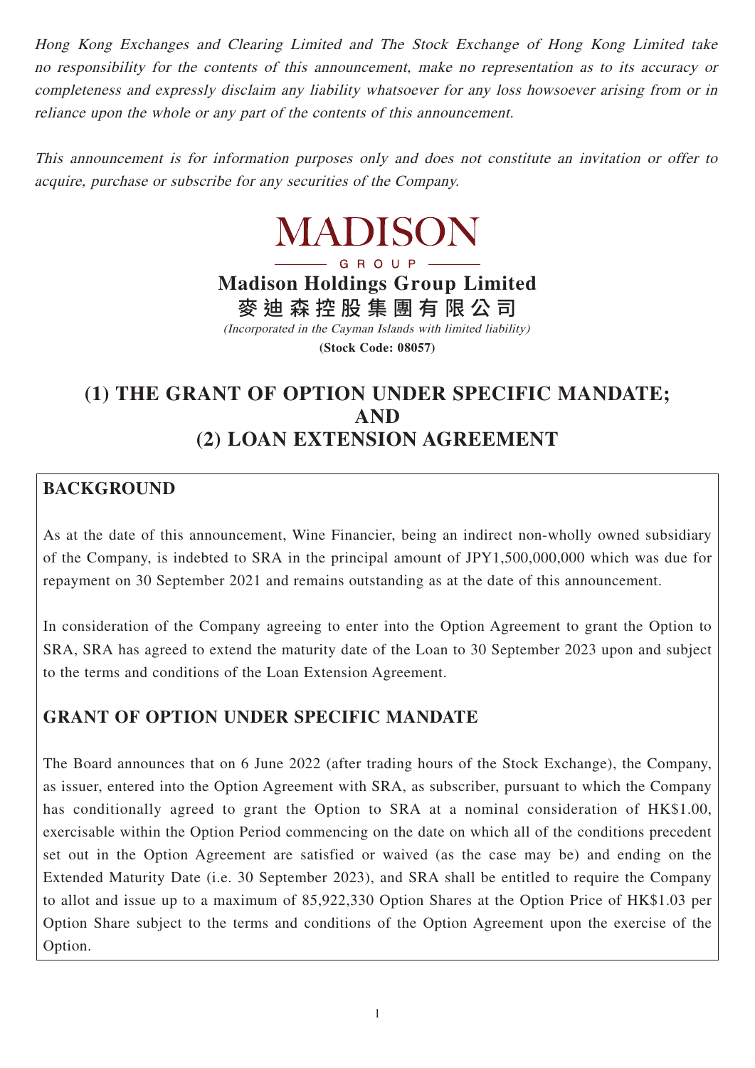*Hong Kong Exchanges and Clearing Limited and The Stock Exchange of Hong Kong Limited take no responsibility for the contents of this announcement, make no representation as to its accuracy or completeness and expressly disclaim any liability whatsoever for any loss howsoever arising from or in reliance upon the whole or any part of the contents of this announcement.*

*This announcement is for information purposes only and does not constitute an invitation or offer to acquire, purchase or subscribe for any securities of the Company.*

MADISON
GROUP

**Madison Holdings Group Limited**
**麥迪森控股集團有限公司**
*(Incorporated in the Cayman Islands with limited liability)*
**(Stock Code: 08057)**

# (1) THE GRANT OF OPTION UNDER SPECIFIC MANDATE; AND (2) LOAN EXTENSION AGREEMENT

## BACKGROUND

As at the date of this announcement, Wine Financier, being an indirect non-wholly owned subsidiary of the Company, is indebted to SRA in the principal amount of JPY1,500,000,000 which was due for repayment on 30 September 2021 and remains outstanding as at the date of this announcement.

In consideration of the Company agreeing to enter into the Option Agreement to grant the Option to SRA, SRA has agreed to extend the maturity date of the Loan to 30 September 2023 upon and subject to the terms and conditions of the Loan Extension Agreement.

## GRANT OF OPTION UNDER SPECIFIC MANDATE

The Board announces that on 6 June 2022 (after trading hours of the Stock Exchange), the Company, as issuer, entered into the Option Agreement with SRA, as subscriber, pursuant to which the Company has conditionally agreed to grant the Option to SRA at a nominal consideration of HK$1.00, exercisable within the Option Period commencing on the date on which all of the conditions precedent set out in the Option Agreement are satisfied or waived (as the case may be) and ending on the Extended Maturity Date (i.e. 30 September 2023), and SRA shall be entitled to require the Company to allot and issue up to a maximum of 85,922,330 Option Shares at the Option Price of HK$1.03 per Option Share subject to the terms and conditions of the Option Agreement upon the exercise of the Option.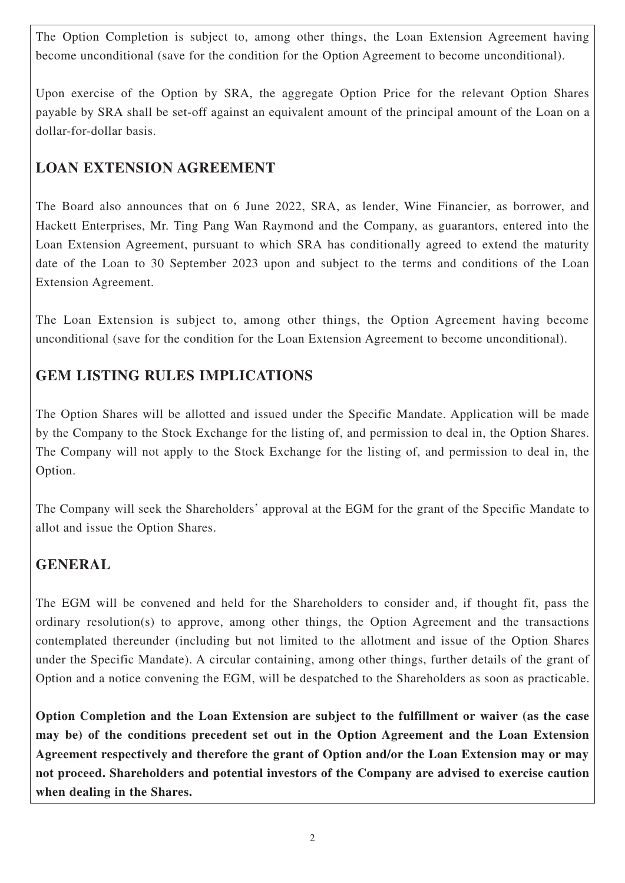The Option Completion is subject to, among other things, the Loan Extension Agreement having become unconditional (save for the condition for the Option Agreement to become unconditional).

Upon exercise of the Option by SRA, the aggregate Option Price for the relevant Option Shares payable by SRA shall be set-off against an equivalent amount of the principal amount of the Loan on a dollar-for-dollar basis.

## LOAN EXTENSION AGREEMENT

The Board also announces that on 6 June 2022, SRA, as lender, Wine Financier, as borrower, and Hackett Enterprises, Mr. Ting Pang Wan Raymond and the Company, as guarantors, entered into the Loan Extension Agreement, pursuant to which SRA has conditionally agreed to extend the maturity date of the Loan to 30 September 2023 upon and subject to the terms and conditions of the Loan Extension Agreement.

The Loan Extension is subject to, among other things, the Option Agreement having become unconditional (save for the condition for the Loan Extension Agreement to become unconditional).

## GEM LISTING RULES IMPLICATIONS

The Option Shares will be allotted and issued under the Specific Mandate. Application will be made by the Company to the Stock Exchange for the listing of, and permission to deal in, the Option Shares. The Company will not apply to the Stock Exchange for the listing of, and permission to deal in, the Option.

The Company will seek the Shareholders' approval at the EGM for the grant of the Specific Mandate to allot and issue the Option Shares.

## GENERAL

The EGM will be convened and held for the Shareholders to consider and, if thought fit, pass the ordinary resolution(s) to approve, among other things, the Option Agreement and the transactions contemplated thereunder (including but not limited to the allotment and issue of the Option Shares under the Specific Mandate). A circular containing, among other things, further details of the grant of Option and a notice convening the EGM, will be despatched to the Shareholders as soon as practicable.

**Option Completion and the Loan Extension are subject to the fulfillment or waiver (as the case may be) of the conditions precedent set out in the Option Agreement and the Loan Extension Agreement respectively and therefore the grant of Option and/or the Loan Extension may or may not proceed. Shareholders and potential investors of the Company are advised to exercise caution when dealing in the Shares.**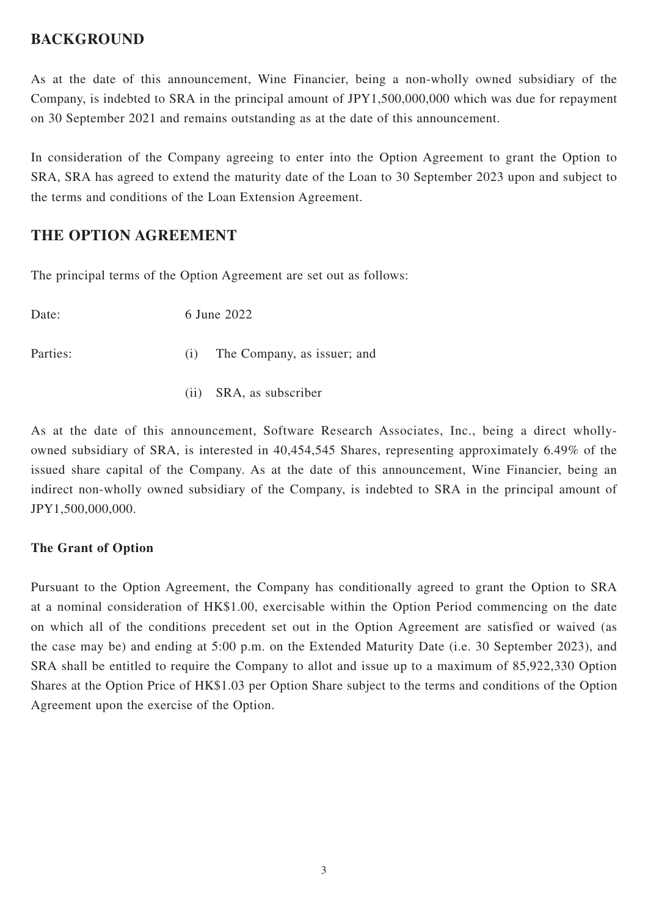## BACKGROUND

As at the date of this announcement, Wine Financier, being a non-wholly owned subsidiary of the Company, is indebted to SRA in the principal amount of JPY1,500,000,000 which was due for repayment on 30 September 2021 and remains outstanding as at the date of this announcement.

In consideration of the Company agreeing to enter into the Option Agreement to grant the Option to SRA, SRA has agreed to extend the maturity date of the Loan to 30 September 2023 upon and subject to the terms and conditions of the Loan Extension Agreement.

## THE OPTION AGREEMENT

The principal terms of the Option Agreement are set out as follows:

Date: 6 June 2022

Parties:
- (i) The Company, as issuer; and
- (ii) SRA, as subscriber

As at the date of this announcement, Software Research Associates, Inc., being a direct wholly-owned subsidiary of SRA, is interested in 40,454,545 Shares, representing approximately 6.49% of the issued share capital of the Company. As at the date of this announcement, Wine Financier, being an indirect non-wholly owned subsidiary of the Company, is indebted to SRA in the principal amount of JPY1,500,000,000.

### The Grant of Option

Pursuant to the Option Agreement, the Company has conditionally agreed to grant the Option to SRA at a nominal consideration of HK$1.00, exercisable within the Option Period commencing on the date on which all of the conditions precedent set out in the Option Agreement are satisfied or waived (as the case may be) and ending at 5:00 p.m. on the Extended Maturity Date (i.e. 30 September 2023), and SRA shall be entitled to require the Company to allot and issue up to a maximum of 85,922,330 Option Shares at the Option Price of HK$1.03 per Option Share subject to the terms and conditions of the Option Agreement upon the exercise of the Option.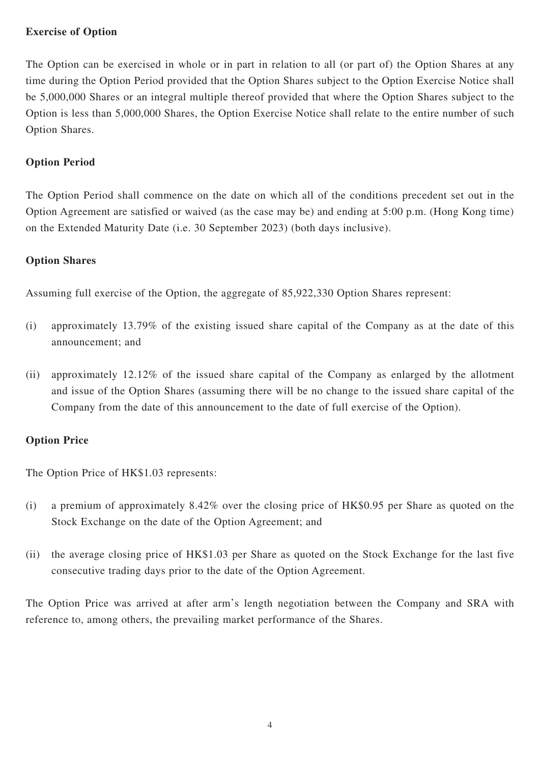**Exercise of Option**

The Option can be exercised in whole or in part in relation to all (or part of) the Option Shares at any time during the Option Period provided that the Option Shares subject to the Option Exercise Notice shall be 5,000,000 Shares or an integral multiple thereof provided that where the Option Shares subject to the Option is less than 5,000,000 Shares, the Option Exercise Notice shall relate to the entire number of such Option Shares.

**Option Period**

The Option Period shall commence on the date on which all of the conditions precedent set out in the Option Agreement are satisfied or waived (as the case may be) and ending at 5:00 p.m. (Hong Kong time) on the Extended Maturity Date (i.e. 30 September 2023) (both days inclusive).

**Option Shares**

Assuming full exercise of the Option, the aggregate of 85,922,330 Option Shares represent:

(i) approximately 13.79% of the existing issued share capital of the Company as at the date of this announcement; and

(ii) approximately 12.12% of the issued share capital of the Company as enlarged by the allotment and issue of the Option Shares (assuming there will be no change to the issued share capital of the Company from the date of this announcement to the date of full exercise of the Option).

**Option Price**

The Option Price of HK$1.03 represents:

(i) a premium of approximately 8.42% over the closing price of HK$0.95 per Share as quoted on the Stock Exchange on the date of the Option Agreement; and

(ii) the average closing price of HK$1.03 per Share as quoted on the Stock Exchange for the last five consecutive trading days prior to the date of the Option Agreement.

The Option Price was arrived at after arm's length negotiation between the Company and SRA with reference to, among others, the prevailing market performance of the Shares.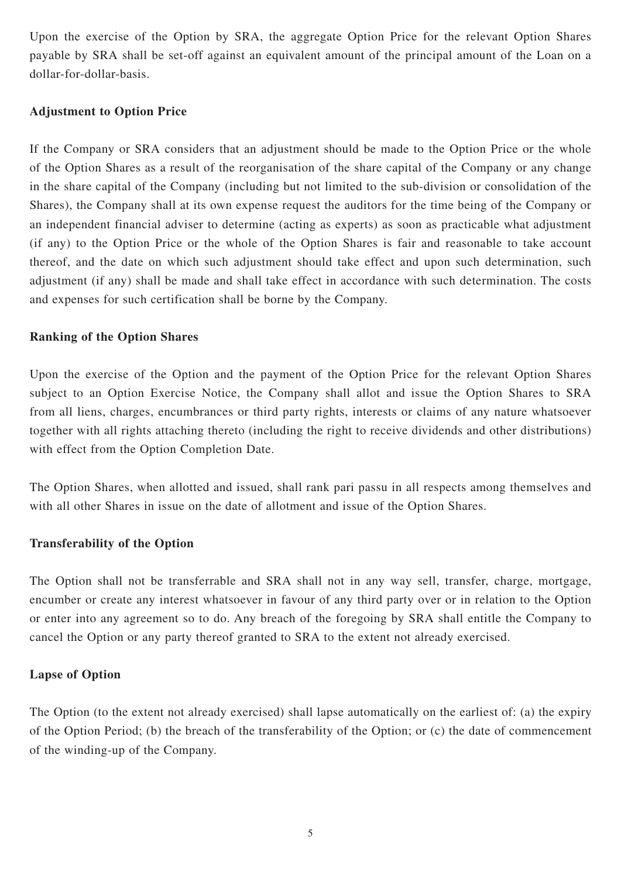Upon the exercise of the Option by SRA, the aggregate Option Price for the relevant Option Shares payable by SRA shall be set-off against an equivalent amount of the principal amount of the Loan on a dollar-for-dollar-basis.

**Adjustment to Option Price**

If the Company or SRA considers that an adjustment should be made to the Option Price or the whole of the Option Shares as a result of the reorganisation of the share capital of the Company or any change in the share capital of the Company (including but not limited to the sub-division or consolidation of the Shares), the Company shall at its own expense request the auditors for the time being of the Company or an independent financial adviser to determine (acting as experts) as soon as practicable what adjustment (if any) to the Option Price or the whole of the Option Shares is fair and reasonable to take account thereof, and the date on which such adjustment should take effect and upon such determination, such adjustment (if any) shall be made and shall take effect in accordance with such determination. The costs and expenses for such certification shall be borne by the Company.

**Ranking of the Option Shares**

Upon the exercise of the Option and the payment of the Option Price for the relevant Option Shares subject to an Option Exercise Notice, the Company shall allot and issue the Option Shares to SRA from all liens, charges, encumbrances or third party rights, interests or claims of any nature whatsoever together with all rights attaching thereto (including the right to receive dividends and other distributions) with effect from the Option Completion Date.

The Option Shares, when allotted and issued, shall rank pari passu in all respects among themselves and with all other Shares in issue on the date of allotment and issue of the Option Shares.

**Transferability of the Option**

The Option shall not be transferrable and SRA shall not in any way sell, transfer, charge, mortgage, encumber or create any interest whatsoever in favour of any third party over or in relation to the Option or enter into any agreement so to do. Any breach of the foregoing by SRA shall entitle the Company to cancel the Option or any party thereof granted to SRA to the extent not already exercised.

**Lapse of Option**

The Option (to the extent not already exercised) shall lapse automatically on the earliest of: (a) the expiry of the Option Period; (b) the breach of the transferability of the Option; or (c) the date of commencement of the winding-up of the Company.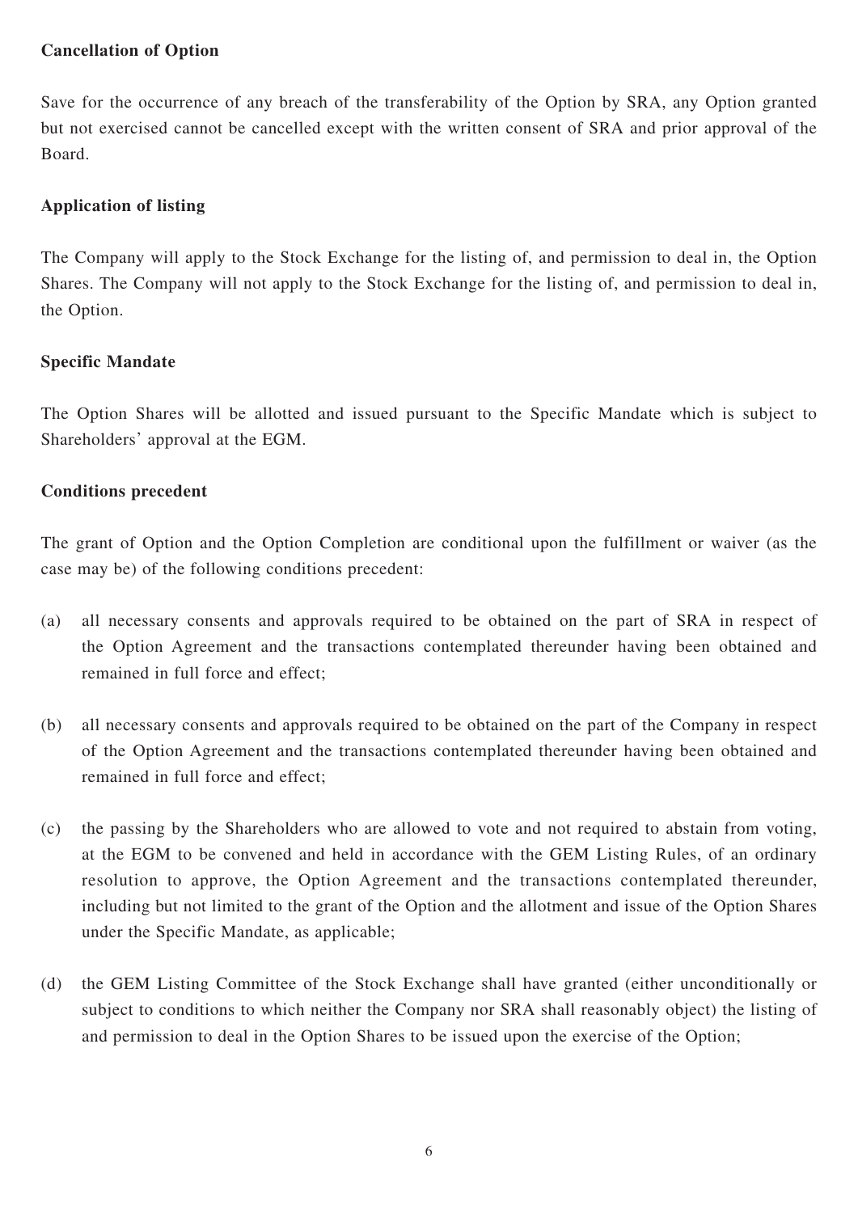**Cancellation of Option**

Save for the occurrence of any breach of the transferability of the Option by SRA, any Option granted but not exercised cannot be cancelled except with the written consent of SRA and prior approval of the Board.

**Application of listing**

The Company will apply to the Stock Exchange for the listing of, and permission to deal in, the Option Shares. The Company will not apply to the Stock Exchange for the listing of, and permission to deal in, the Option.

**Specific Mandate**

The Option Shares will be allotted and issued pursuant to the Specific Mandate which is subject to Shareholders' approval at the EGM.

**Conditions precedent**

The grant of Option and the Option Completion are conditional upon the fulfillment or waiver (as the case may be) of the following conditions precedent:

(a) all necessary consents and approvals required to be obtained on the part of SRA in respect of the Option Agreement and the transactions contemplated thereunder having been obtained and remained in full force and effect;

(b) all necessary consents and approvals required to be obtained on the part of the Company in respect of the Option Agreement and the transactions contemplated thereunder having been obtained and remained in full force and effect;

(c) the passing by the Shareholders who are allowed to vote and not required to abstain from voting, at the EGM to be convened and held in accordance with the GEM Listing Rules, of an ordinary resolution to approve, the Option Agreement and the transactions contemplated thereunder, including but not limited to the grant of the Option and the allotment and issue of the Option Shares under the Specific Mandate, as applicable;

(d) the GEM Listing Committee of the Stock Exchange shall have granted (either unconditionally or subject to conditions to which neither the Company nor SRA shall reasonably object) the listing of and permission to deal in the Option Shares to be issued upon the exercise of the Option;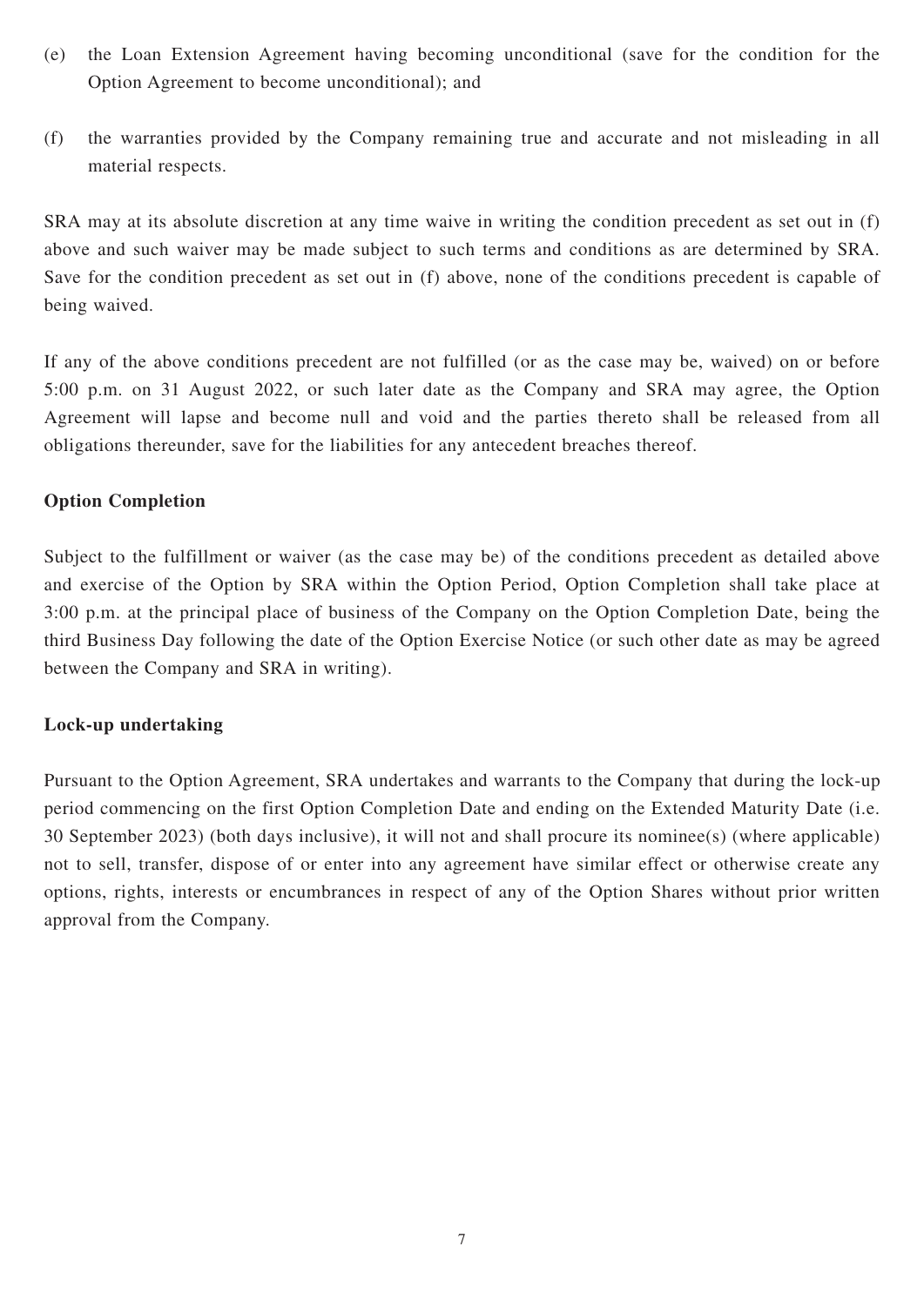(e) the Loan Extension Agreement having becoming unconditional (save for the condition for the Option Agreement to become unconditional); and

(f) the warranties provided by the Company remaining true and accurate and not misleading in all material respects.

SRA may at its absolute discretion at any time waive in writing the condition precedent as set out in (f) above and such waiver may be made subject to such terms and conditions as are determined by SRA. Save for the condition precedent as set out in (f) above, none of the conditions precedent is capable of being waived.

If any of the above conditions precedent are not fulfilled (or as the case may be, waived) on or before 5:00 p.m. on 31 August 2022, or such later date as the Company and SRA may agree, the Option Agreement will lapse and become null and void and the parties thereto shall be released from all obligations thereunder, save for the liabilities for any antecedent breaches thereof.

**Option Completion**

Subject to the fulfillment or waiver (as the case may be) of the conditions precedent as detailed above and exercise of the Option by SRA within the Option Period, Option Completion shall take place at 3:00 p.m. at the principal place of business of the Company on the Option Completion Date, being the third Business Day following the date of the Option Exercise Notice (or such other date as may be agreed between the Company and SRA in writing).

**Lock-up undertaking**

Pursuant to the Option Agreement, SRA undertakes and warrants to the Company that during the lock-up period commencing on the first Option Completion Date and ending on the Extended Maturity Date (i.e. 30 September 2023) (both days inclusive), it will not and shall procure its nominee(s) (where applicable) not to sell, transfer, dispose of or enter into any agreement have similar effect or otherwise create any options, rights, interests or encumbrances in respect of any of the Option Shares without prior written approval from the Company.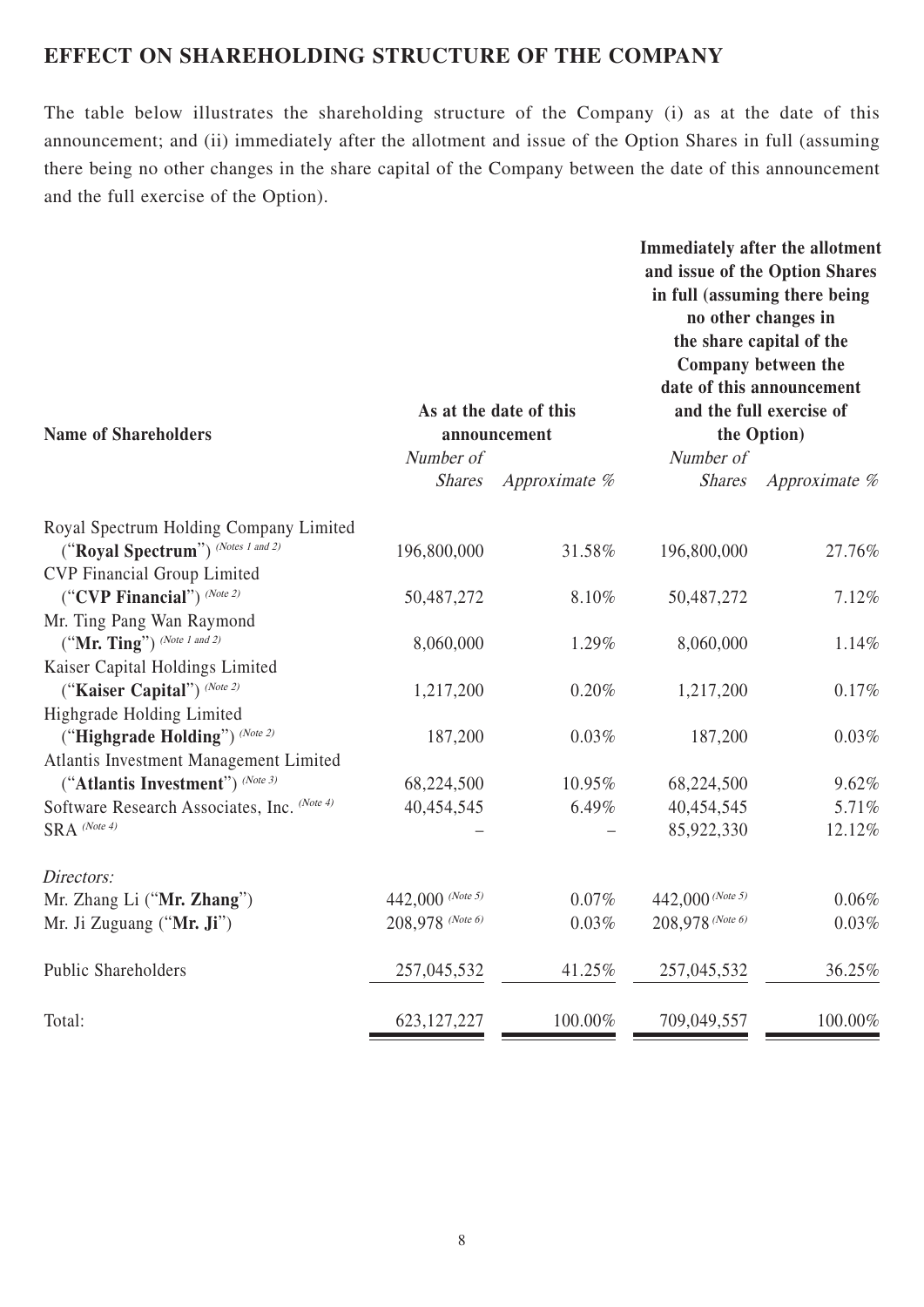## EFFECT ON SHAREHOLDING STRUCTURE OF THE COMPANY

The table below illustrates the shareholding structure of the Company (i) as at the date of this announcement; and (ii) immediately after the allotment and issue of the Option Shares in full (assuming there being no other changes in the share capital of the Company between the date of this announcement and the full exercise of the Option).

| Name of Shareholders | As at the date of this announcement | | Immediately after the allotment and issue of the Option Shares in full (assuming there being no other changes in the share capital of the Company between the date of this announcement and the full exercise of the Option) | |
|---|---|---|---|---|
| | *Number of Shares* | *Approximate %* | *Number of Shares* | *Approximate %* |
| Royal Spectrum Holding Company Limited ("**Royal Spectrum**") *(Notes 1 and 2)* | 196,800,000 | 31.58% | 196,800,000 | 27.76% |
| CVP Financial Group Limited ("**CVP Financial**") *(Note 2)* | 50,487,272 | 8.10% | 50,487,272 | 7.12% |
| Mr. Ting Pang Wan Raymond ("**Mr. Ting**") *(Note 1 and 2)* | 8,060,000 | 1.29% | 8,060,000 | 1.14% |
| Kaiser Capital Holdings Limited ("**Kaiser Capital**") *(Note 2)* | 1,217,200 | 0.20% | 1,217,200 | 0.17% |
| Highgrade Holding Limited ("**Highgrade Holding**") *(Note 2)* | 187,200 | 0.03% | 187,200 | 0.03% |
| Atlantis Investment Management Limited ("**Atlantis Investment**") *(Note 3)* | 68,224,500 | 10.95% | 68,224,500 | 9.62% |
| Software Research Associates, Inc. *(Note 4)* | 40,454,545 | 6.49% | 40,454,545 | 5.71% |
| SRA *(Note 4)* | – | – | 85,922,330 | 12.12% |
| *Directors:* | | | | |
| Mr. Zhang Li ("**Mr. Zhang**") | 442,000 *(Note 5)* | 0.07% | 442,000 *(Note 5)* | 0.06% |
| Mr. Ji Zuguang ("**Mr. Ji**") | 208,978 *(Note 6)* | 0.03% | 208,978 *(Note 6)* | 0.03% |
| Public Shareholders | 257,045,532 | 41.25% | 257,045,532 | 36.25% |
| Total: | 623,127,227 | 100.00% | 709,049,557 | 100.00% |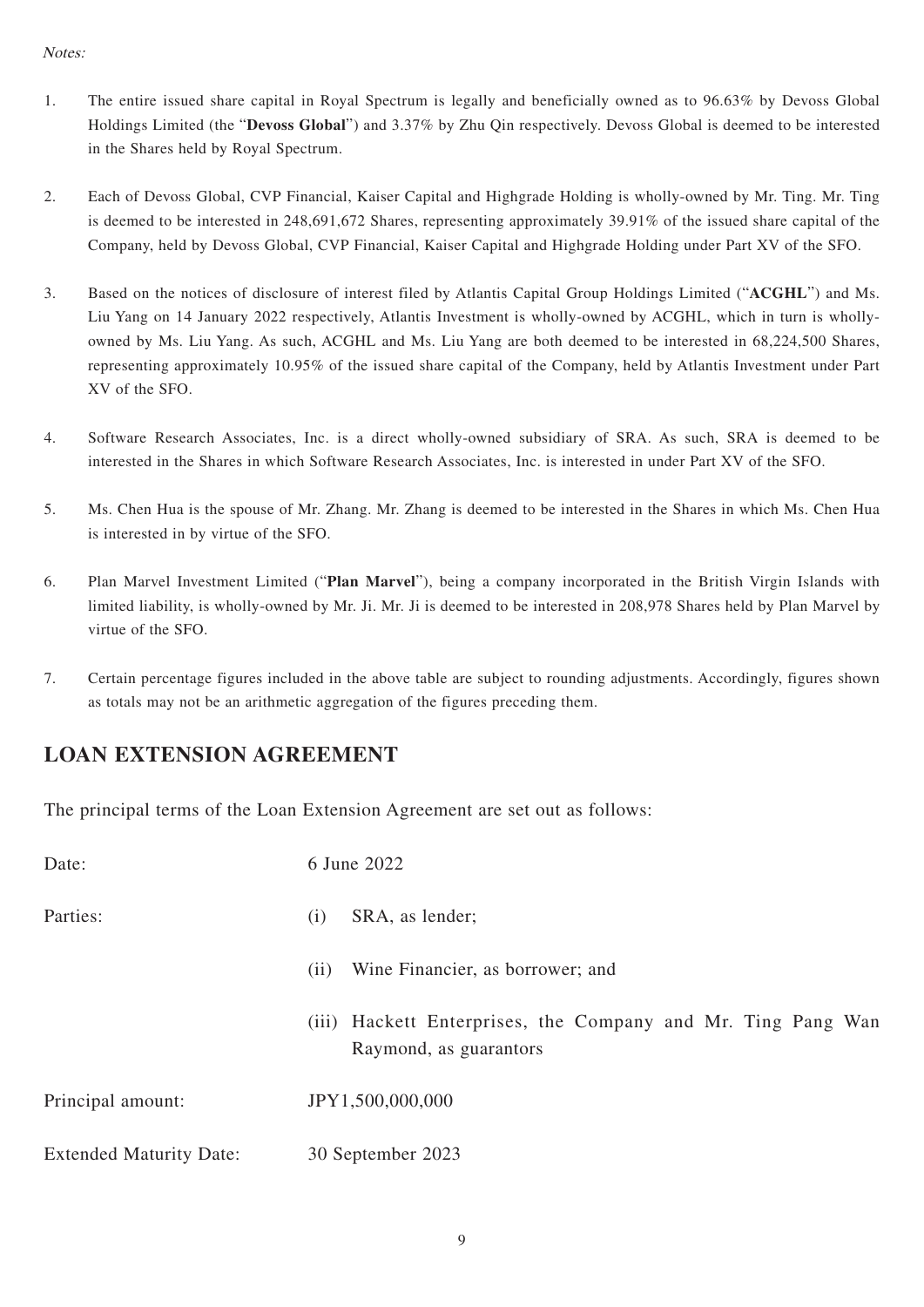*Notes:*

1. The entire issued share capital in Royal Spectrum is legally and beneficially owned as to 96.63% by Devoss Global Holdings Limited (the "**Devoss Global**") and 3.37% by Zhu Qin respectively. Devoss Global is deemed to be interested in the Shares held by Royal Spectrum.

2. Each of Devoss Global, CVP Financial, Kaiser Capital and Highgrade Holding is wholly-owned by Mr. Ting. Mr. Ting is deemed to be interested in 248,691,672 Shares, representing approximately 39.91% of the issued share capital of the Company, held by Devoss Global, CVP Financial, Kaiser Capital and Highgrade Holding under Part XV of the SFO.

3. Based on the notices of disclosure of interest filed by Atlantis Capital Group Holdings Limited ("**ACGHL**") and Ms. Liu Yang on 14 January 2022 respectively, Atlantis Investment is wholly-owned by ACGHL, which in turn is wholly-owned by Ms. Liu Yang. As such, ACGHL and Ms. Liu Yang are both deemed to be interested in 68,224,500 Shares, representing approximately 10.95% of the issued share capital of the Company, held by Atlantis Investment under Part XV of the SFO.

4. Software Research Associates, Inc. is a direct wholly-owned subsidiary of SRA. As such, SRA is deemed to be interested in the Shares in which Software Research Associates, Inc. is interested in under Part XV of the SFO.

5. Ms. Chen Hua is the spouse of Mr. Zhang. Mr. Zhang is deemed to be interested in the Shares in which Ms. Chen Hua is interested in by virtue of the SFO.

6. Plan Marvel Investment Limited ("**Plan Marvel**"), being a company incorporated in the British Virgin Islands with limited liability, is wholly-owned by Mr. Ji. Mr. Ji is deemed to be interested in 208,978 Shares held by Plan Marvel by virtue of the SFO.

7. Certain percentage figures included in the above table are subject to rounding adjustments. Accordingly, figures shown as totals may not be an arithmetic aggregation of the figures preceding them.

## LOAN EXTENSION AGREEMENT

The principal terms of the Loan Extension Agreement are set out as follows:

| | |
|---|---|
| Date: | 6 June 2022 |
| Parties: | (i) SRA, as lender; |
| | (ii) Wine Financier, as borrower; and |
| | (iii) Hackett Enterprises, the Company and Mr. Ting Pang Wan Raymond, as guarantors |
| Principal amount: | JPY1,500,000,000 |
| Extended Maturity Date: | 30 September 2023 |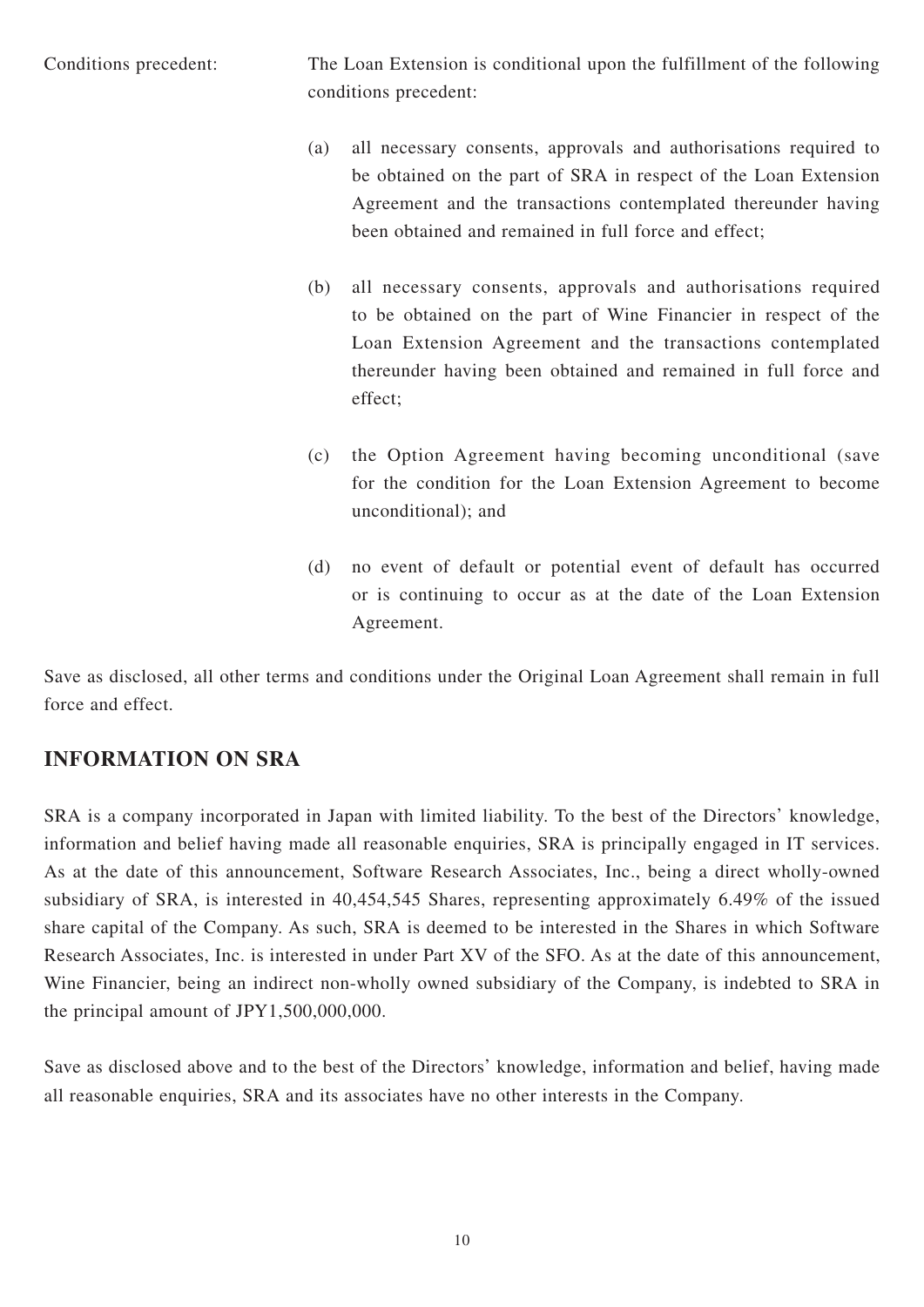Conditions precedent: The Loan Extension is conditional upon the fulfillment of the following conditions precedent:

(a) all necessary consents, approvals and authorisations required to be obtained on the part of SRA in respect of the Loan Extension Agreement and the transactions contemplated thereunder having been obtained and remained in full force and effect;

(b) all necessary consents, approvals and authorisations required to be obtained on the part of Wine Financier in respect of the Loan Extension Agreement and the transactions contemplated thereunder having been obtained and remained in full force and effect;

(c) the Option Agreement having becoming unconditional (save for the condition for the Loan Extension Agreement to become unconditional); and

(d) no event of default or potential event of default has occurred or is continuing to occur as at the date of the Loan Extension Agreement.

Save as disclosed, all other terms and conditions under the Original Loan Agreement shall remain in full force and effect.

## INFORMATION ON SRA

SRA is a company incorporated in Japan with limited liability. To the best of the Directors' knowledge, information and belief having made all reasonable enquiries, SRA is principally engaged in IT services. As at the date of this announcement, Software Research Associates, Inc., being a direct wholly-owned subsidiary of SRA, is interested in 40,454,545 Shares, representing approximately 6.49% of the issued share capital of the Company. As such, SRA is deemed to be interested in the Shares in which Software Research Associates, Inc. is interested in under Part XV of the SFO. As at the date of this announcement, Wine Financier, being an indirect non-wholly owned subsidiary of the Company, is indebted to SRA in the principal amount of JPY1,500,000,000.

Save as disclosed above and to the best of the Directors' knowledge, information and belief, having made all reasonable enquiries, SRA and its associates have no other interests in the Company.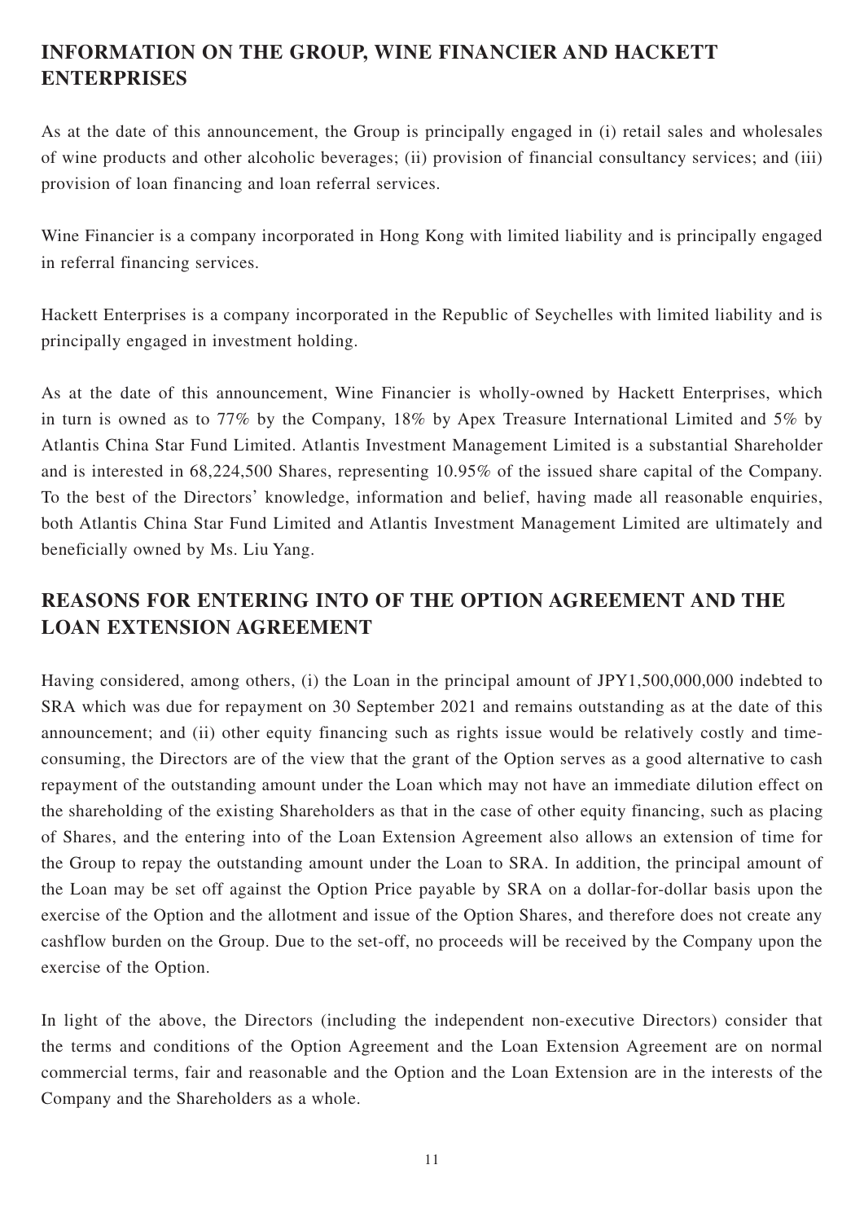## INFORMATION ON THE GROUP, WINE FINANCIER AND HACKETT ENTERPRISES

As at the date of this announcement, the Group is principally engaged in (i) retail sales and wholesales of wine products and other alcoholic beverages; (ii) provision of financial consultancy services; and (iii) provision of loan financing and loan referral services.

Wine Financier is a company incorporated in Hong Kong with limited liability and is principally engaged in referral financing services.

Hackett Enterprises is a company incorporated in the Republic of Seychelles with limited liability and is principally engaged in investment holding.

As at the date of this announcement, Wine Financier is wholly-owned by Hackett Enterprises, which in turn is owned as to 77% by the Company, 18% by Apex Treasure International Limited and 5% by Atlantis China Star Fund Limited. Atlantis Investment Management Limited is a substantial Shareholder and is interested in 68,224,500 Shares, representing 10.95% of the issued share capital of the Company. To the best of the Directors' knowledge, information and belief, having made all reasonable enquiries, both Atlantis China Star Fund Limited and Atlantis Investment Management Limited are ultimately and beneficially owned by Ms. Liu Yang.

## REASONS FOR ENTERING INTO OF THE OPTION AGREEMENT AND THE LOAN EXTENSION AGREEMENT

Having considered, among others, (i) the Loan in the principal amount of JPY1,500,000,000 indebted to SRA which was due for repayment on 30 September 2021 and remains outstanding as at the date of this announcement; and (ii) other equity financing such as rights issue would be relatively costly and time-consuming, the Directors are of the view that the grant of the Option serves as a good alternative to cash repayment of the outstanding amount under the Loan which may not have an immediate dilution effect on the shareholding of the existing Shareholders as that in the case of other equity financing, such as placing of Shares, and the entering into of the Loan Extension Agreement also allows an extension of time for the Group to repay the outstanding amount under the Loan to SRA. In addition, the principal amount of the Loan may be set off against the Option Price payable by SRA on a dollar-for-dollar basis upon the exercise of the Option and the allotment and issue of the Option Shares, and therefore does not create any cashflow burden on the Group. Due to the set-off, no proceeds will be received by the Company upon the exercise of the Option.

In light of the above, the Directors (including the independent non-executive Directors) consider that the terms and conditions of the Option Agreement and the Loan Extension Agreement are on normal commercial terms, fair and reasonable and the Option and the Loan Extension are in the interests of the Company and the Shareholders as a whole.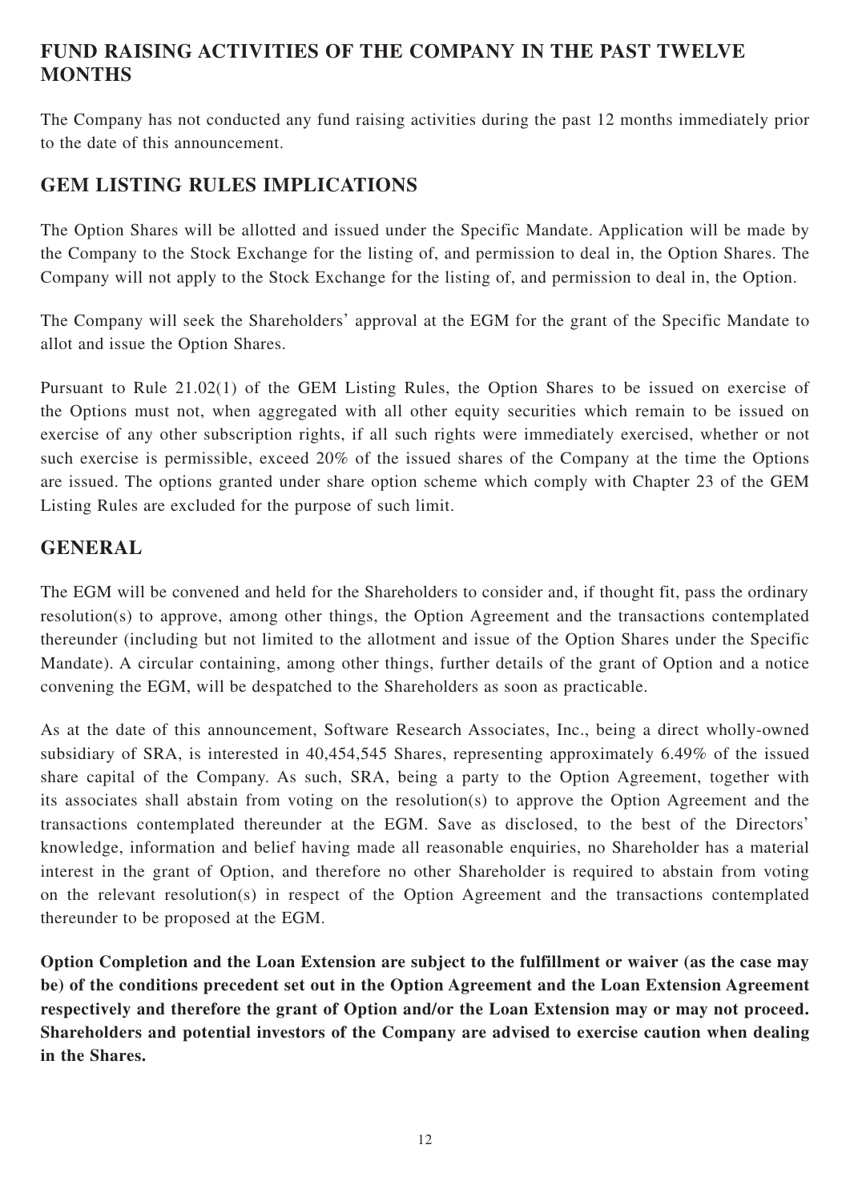## FUND RAISING ACTIVITIES OF THE COMPANY IN THE PAST TWELVE MONTHS

The Company has not conducted any fund raising activities during the past 12 months immediately prior to the date of this announcement.

## GEM LISTING RULES IMPLICATIONS

The Option Shares will be allotted and issued under the Specific Mandate. Application will be made by the Company to the Stock Exchange for the listing of, and permission to deal in, the Option Shares. The Company will not apply to the Stock Exchange for the listing of, and permission to deal in, the Option.

The Company will seek the Shareholders' approval at the EGM for the grant of the Specific Mandate to allot and issue the Option Shares.

Pursuant to Rule 21.02(1) of the GEM Listing Rules, the Option Shares to be issued on exercise of the Options must not, when aggregated with all other equity securities which remain to be issued on exercise of any other subscription rights, if all such rights were immediately exercised, whether or not such exercise is permissible, exceed 20% of the issued shares of the Company at the time the Options are issued. The options granted under share option scheme which comply with Chapter 23 of the GEM Listing Rules are excluded for the purpose of such limit.

## GENERAL

The EGM will be convened and held for the Shareholders to consider and, if thought fit, pass the ordinary resolution(s) to approve, among other things, the Option Agreement and the transactions contemplated thereunder (including but not limited to the allotment and issue of the Option Shares under the Specific Mandate). A circular containing, among other things, further details of the grant of Option and a notice convening the EGM, will be despatched to the Shareholders as soon as practicable.

As at the date of this announcement, Software Research Associates, Inc., being a direct wholly-owned subsidiary of SRA, is interested in 40,454,545 Shares, representing approximately 6.49% of the issued share capital of the Company. As such, SRA, being a party to the Option Agreement, together with its associates shall abstain from voting on the resolution(s) to approve the Option Agreement and the transactions contemplated thereunder at the EGM. Save as disclosed, to the best of the Directors' knowledge, information and belief having made all reasonable enquiries, no Shareholder has a material interest in the grant of Option, and therefore no other Shareholder is required to abstain from voting on the relevant resolution(s) in respect of the Option Agreement and the transactions contemplated thereunder to be proposed at the EGM.

**Option Completion and the Loan Extension are subject to the fulfillment or waiver (as the case may be) of the conditions precedent set out in the Option Agreement and the Loan Extension Agreement respectively and therefore the grant of Option and/or the Loan Extension may or may not proceed. Shareholders and potential investors of the Company are advised to exercise caution when dealing in the Shares.**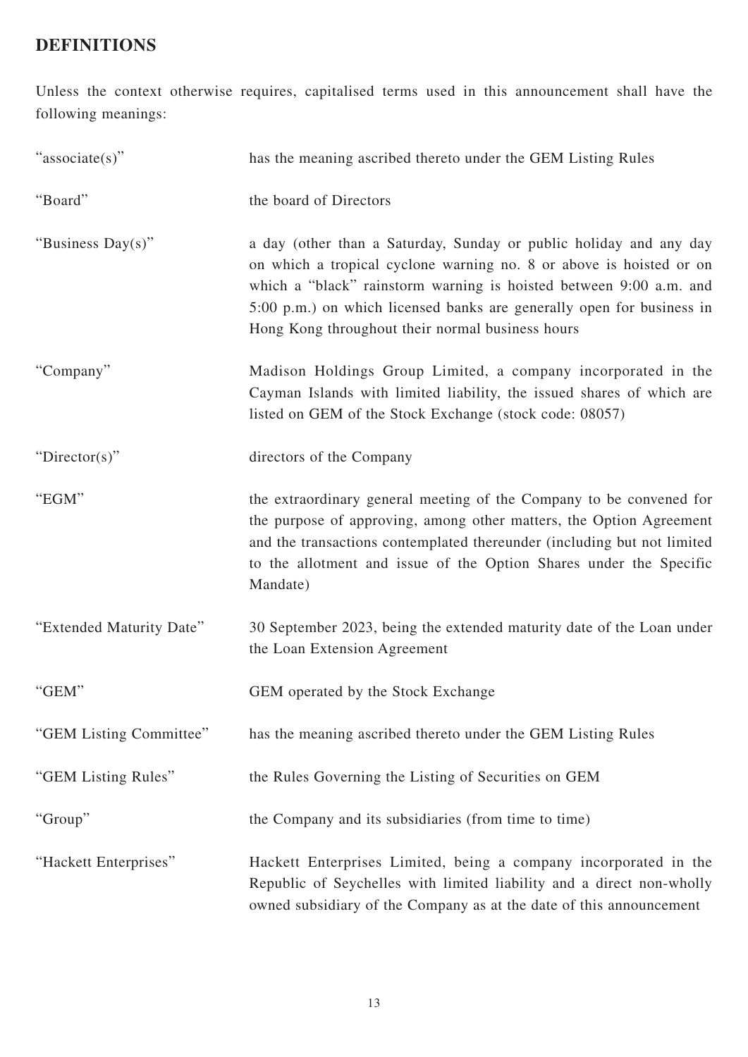## DEFINITIONS

Unless the context otherwise requires, capitalised terms used in this announcement shall have the following meanings:

| | |
|---|---|
| "associate(s)" | has the meaning ascribed thereto under the GEM Listing Rules |
| "Board" | the board of Directors |
| "Business Day(s)" | a day (other than a Saturday, Sunday or public holiday and any day on which a tropical cyclone warning no. 8 or above is hoisted or on which a "black" rainstorm warning is hoisted between 9:00 a.m. and 5:00 p.m.) on which licensed banks are generally open for business in Hong Kong throughout their normal business hours |
| "Company" | Madison Holdings Group Limited, a company incorporated in the Cayman Islands with limited liability, the issued shares of which are listed on GEM of the Stock Exchange (stock code: 08057) |
| "Director(s)" | directors of the Company |
| "EGM" | the extraordinary general meeting of the Company to be convened for the purpose of approving, among other matters, the Option Agreement and the transactions contemplated thereunder (including but not limited to the allotment and issue of the Option Shares under the Specific Mandate) |
| "Extended Maturity Date" | 30 September 2023, being the extended maturity date of the Loan under the Loan Extension Agreement |
| "GEM" | GEM operated by the Stock Exchange |
| "GEM Listing Committee" | has the meaning ascribed thereto under the GEM Listing Rules |
| "GEM Listing Rules" | the Rules Governing the Listing of Securities on GEM |
| "Group" | the Company and its subsidiaries (from time to time) |
| "Hackett Enterprises" | Hackett Enterprises Limited, being a company incorporated in the Republic of Seychelles with limited liability and a direct non-wholly owned subsidiary of the Company as at the date of this announcement |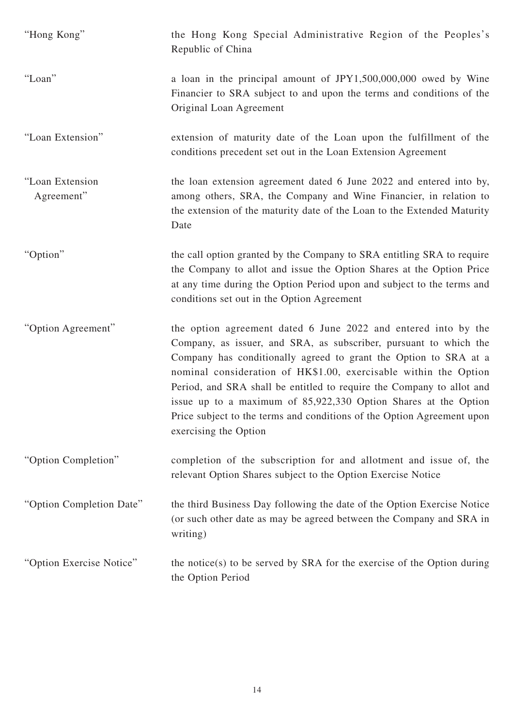| | |
|---|---|
| "Hong Kong" | the Hong Kong Special Administrative Region of the Peoples's Republic of China |
| "Loan" | a loan in the principal amount of JPY1,500,000,000 owed by Wine Financier to SRA subject to and upon the terms and conditions of the Original Loan Agreement |
| "Loan Extension" | extension of maturity date of the Loan upon the fulfillment of the conditions precedent set out in the Loan Extension Agreement |
| "Loan Extension Agreement" | the loan extension agreement dated 6 June 2022 and entered into by, among others, SRA, the Company and Wine Financier, in relation to the extension of the maturity date of the Loan to the Extended Maturity Date |
| "Option" | the call option granted by the Company to SRA entitling SRA to require the Company to allot and issue the Option Shares at the Option Price at any time during the Option Period upon and subject to the terms and conditions set out in the Option Agreement |
| "Option Agreement" | the option agreement dated 6 June 2022 and entered into by the Company, as issuer, and SRA, as subscriber, pursuant to which the Company has conditionally agreed to grant the Option to SRA at a nominal consideration of HK$1.00, exercisable within the Option Period, and SRA shall be entitled to require the Company to allot and issue up to a maximum of 85,922,330 Option Shares at the Option Price subject to the terms and conditions of the Option Agreement upon exercising the Option |
| "Option Completion" | completion of the subscription for and allotment and issue of, the relevant Option Shares subject to the Option Exercise Notice |
| "Option Completion Date" | the third Business Day following the date of the Option Exercise Notice (or such other date as may be agreed between the Company and SRA in writing) |
| "Option Exercise Notice" | the notice(s) to be served by SRA for the exercise of the Option during the Option Period |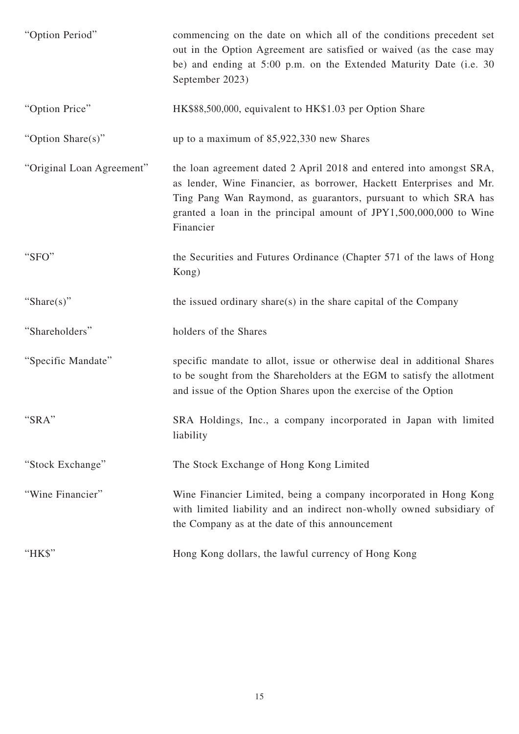| | |
|---|---|
| "Option Period" | commencing on the date on which all of the conditions precedent set out in the Option Agreement are satisfied or waived (as the case may be) and ending at 5:00 p.m. on the Extended Maturity Date (i.e. 30 September 2023) |
| "Option Price" | HK$88,500,000, equivalent to HK$1.03 per Option Share |
| "Option Share(s)" | up to a maximum of 85,922,330 new Shares |
| "Original Loan Agreement" | the loan agreement dated 2 April 2018 and entered into amongst SRA, as lender, Wine Financier, as borrower, Hackett Enterprises and Mr. Ting Pang Wan Raymond, as guarantors, pursuant to which SRA has granted a loan in the principal amount of JPY1,500,000,000 to Wine Financier |
| "SFO" | the Securities and Futures Ordinance (Chapter 571 of the laws of Hong Kong) |
| "Share(s)" | the issued ordinary share(s) in the share capital of the Company |
| "Shareholders" | holders of the Shares |
| "Specific Mandate" | specific mandate to allot, issue or otherwise deal in additional Shares to be sought from the Shareholders at the EGM to satisfy the allotment and issue of the Option Shares upon the exercise of the Option |
| "SRA" | SRA Holdings, Inc., a company incorporated in Japan with limited liability |
| "Stock Exchange" | The Stock Exchange of Hong Kong Limited |
| "Wine Financier" | Wine Financier Limited, being a company incorporated in Hong Kong with limited liability and an indirect non-wholly owned subsidiary of the Company as at the date of this announcement |
| "HK$" | Hong Kong dollars, the lawful currency of Hong Kong |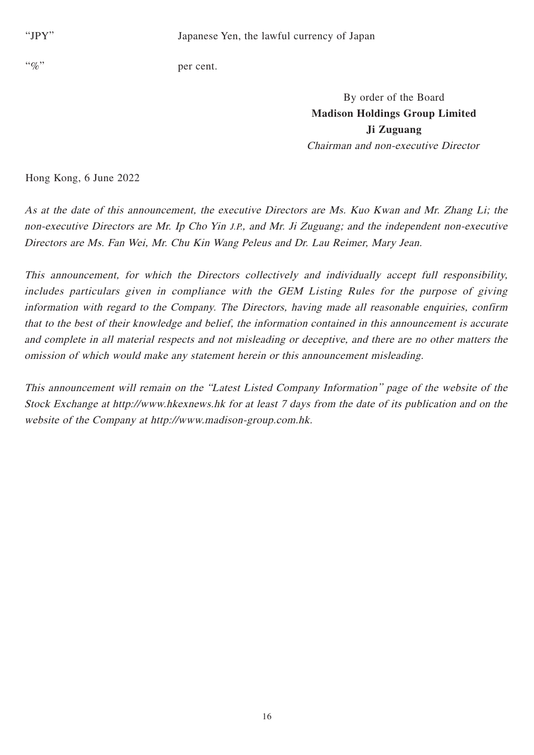| | |
|---|---|
| "JPY" | Japanese Yen, the lawful currency of Japan |
| "%" | per cent. |

By order of the Board
**Madison Holdings Group Limited**
**Ji Zuguang**
*Chairman and non-executive Director*

Hong Kong, 6 June 2022

*As at the date of this announcement, the executive Directors are Ms. Kuo Kwan and Mr. Zhang Li; the non-executive Directors are Mr. Ip Cho Yin J.P., and Mr. Ji Zuguang; and the independent non-executive Directors are Ms. Fan Wei, Mr. Chu Kin Wang Peleus and Dr. Lau Reimer, Mary Jean.*

*This announcement, for which the Directors collectively and individually accept full responsibility, includes particulars given in compliance with the GEM Listing Rules for the purpose of giving information with regard to the Company. The Directors, having made all reasonable enquiries, confirm that to the best of their knowledge and belief, the information contained in this announcement is accurate and complete in all material respects and not misleading or deceptive, and there are no other matters the omission of which would make any statement herein or this announcement misleading.*

*This announcement will remain on the "Latest Listed Company Information" page of the website of the Stock Exchange at http://www.hkexnews.hk for at least 7 days from the date of its publication and on the website of the Company at http://www.madison-group.com.hk.*